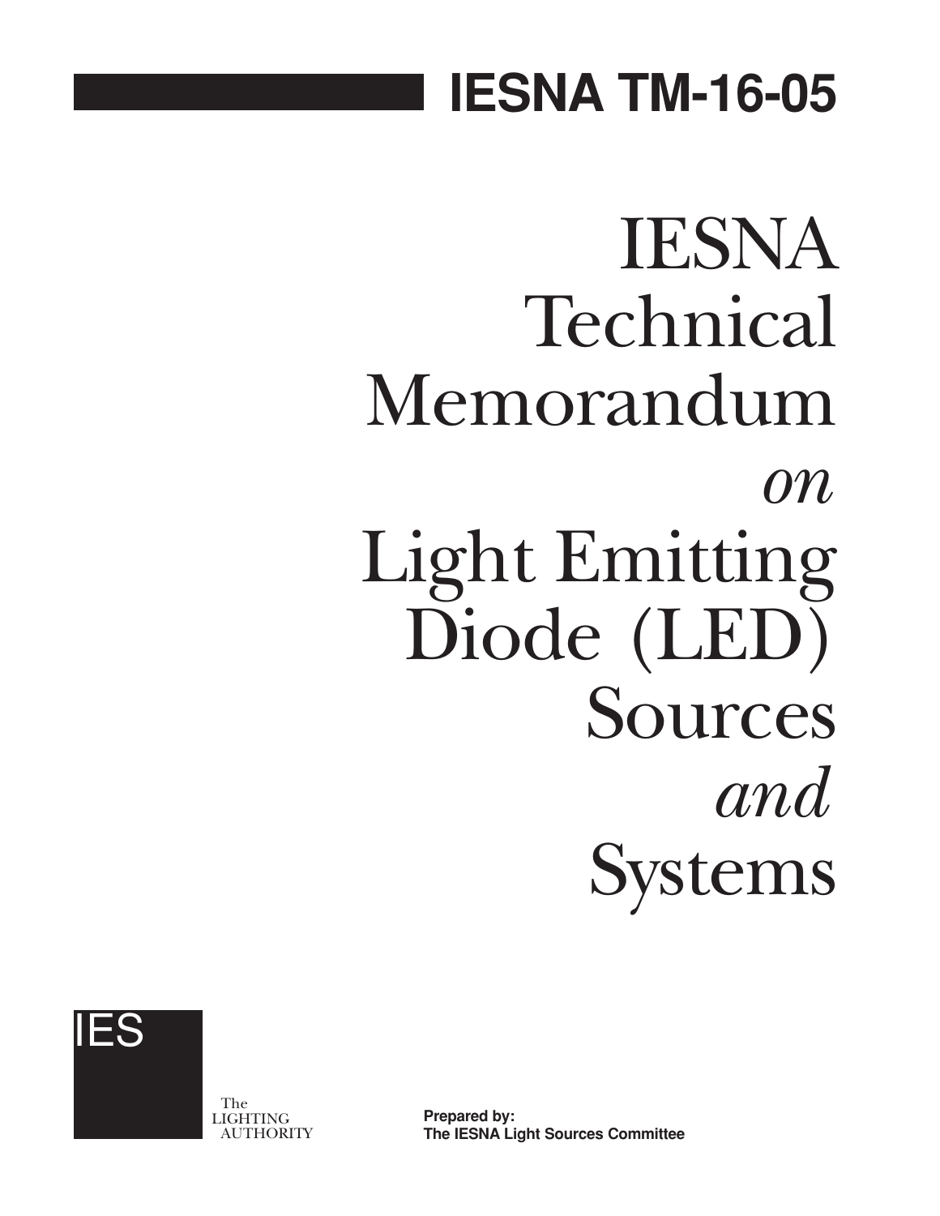# IESNA TM-16-05

# IESNA Technical Memorandum *on* Light Emitting Diode (LED) Sources *and* Systems

IES

The LIGHTING AUTHORITY

**Prepared by:**
**The IESNA Light Sources Committee**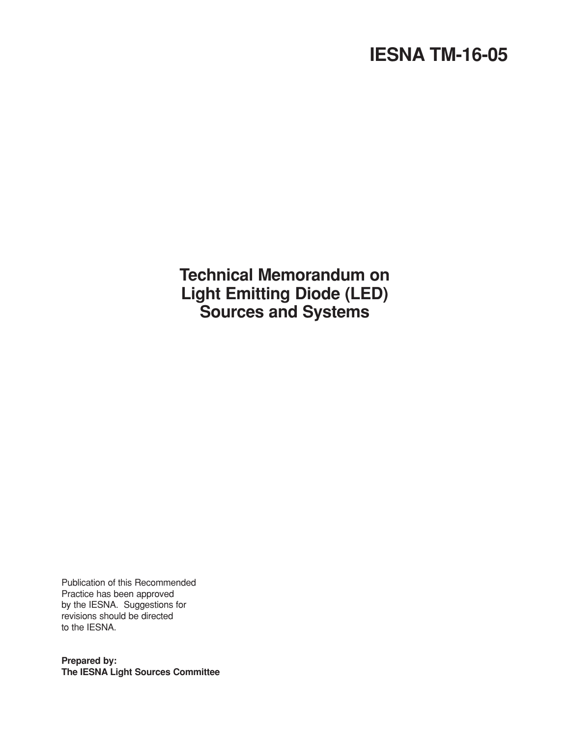# IESNA TM-16-05

## Technical Memorandum on Light Emitting Diode (LED) Sources and Systems

Publication of this Recommended Practice has been approved by the IESNA. Suggestions for revisions should be directed to the IESNA.

**Prepared by:**
**The IESNA Light Sources Committee**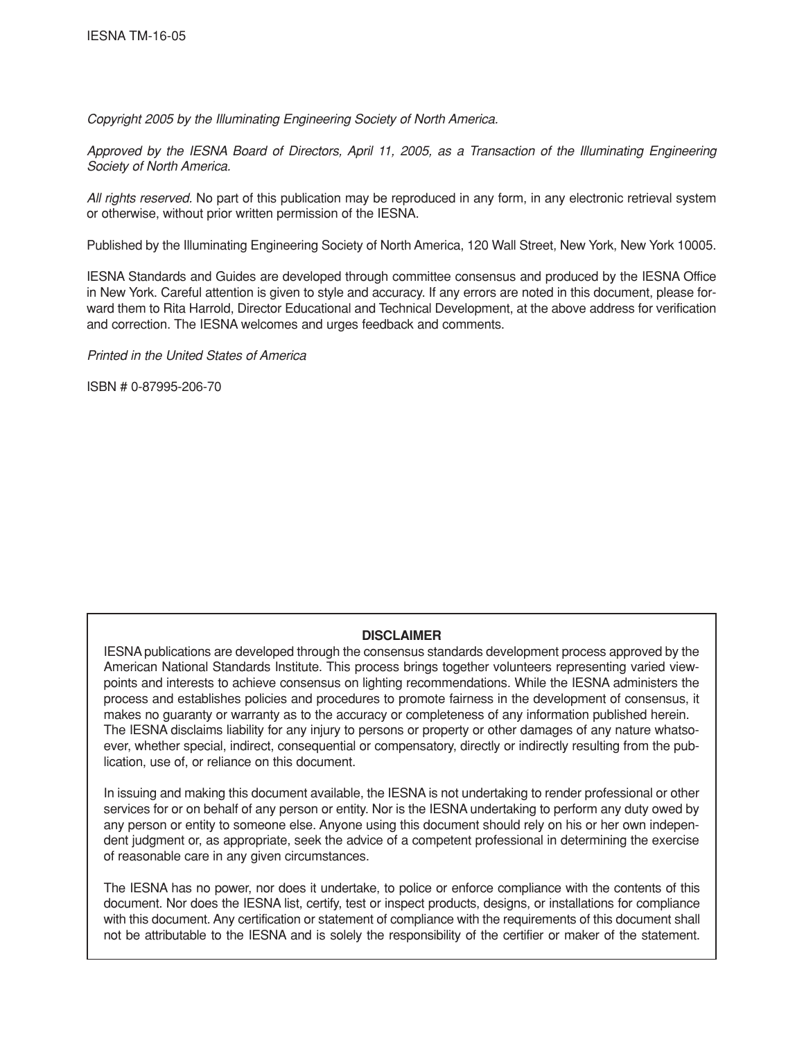*Copyright 2005 by the Illuminating Engineering Society of North America.*

*Approved by the IESNA Board of Directors, April 11, 2005, as a Transaction of the Illuminating Engineering Society of North America.*

*All rights reserved*. No part of this publication may be reproduced in any form, in any electronic retrieval system or otherwise, without prior written permission of the IESNA.

Published by the Illuminating Engineering Society of North America, 120 Wall Street, New York, New York 10005.

IESNA Standards and Guides are developed through committee consensus and produced by the IESNA Office in New York. Careful attention is given to style and accuracy. If any errors are noted in this document, please forward them to Rita Harrold, Director Educational and Technical Development, at the above address for verification and correction. The IESNA welcomes and urges feedback and comments.

*Printed in the United States of America*

ISBN # 0-87995-206-70

**DISCLAIMER**

IESNA publications are developed through the consensus standards development process approved by the American National Standards Institute. This process brings together volunteers representing varied viewpoints and interests to achieve consensus on lighting recommendations. While the IESNA administers the process and establishes policies and procedures to promote fairness in the development of consensus, it makes no guaranty or warranty as to the accuracy or completeness of any information published herein. The IESNA disclaims liability for any injury to persons or property or other damages of any nature whatsoever, whether special, indirect, consequential or compensatory, directly or indirectly resulting from the publication, use of, or reliance on this document.

In issuing and making this document available, the IESNA is not undertaking to render professional or other services for or on behalf of any person or entity. Nor is the IESNA undertaking to perform any duty owed by any person or entity to someone else. Anyone using this document should rely on his or her own independent judgment or, as appropriate, seek the advice of a competent professional in determining the exercise of reasonable care in any given circumstances.

The IESNA has no power, nor does it undertake, to police or enforce compliance with the contents of this document. Nor does the IESNA list, certify, test or inspect products, designs, or installations for compliance with this document. Any certification or statement of compliance with the requirements of this document shall not be attributable to the IESNA and is solely the responsibility of the certifier or maker of the statement.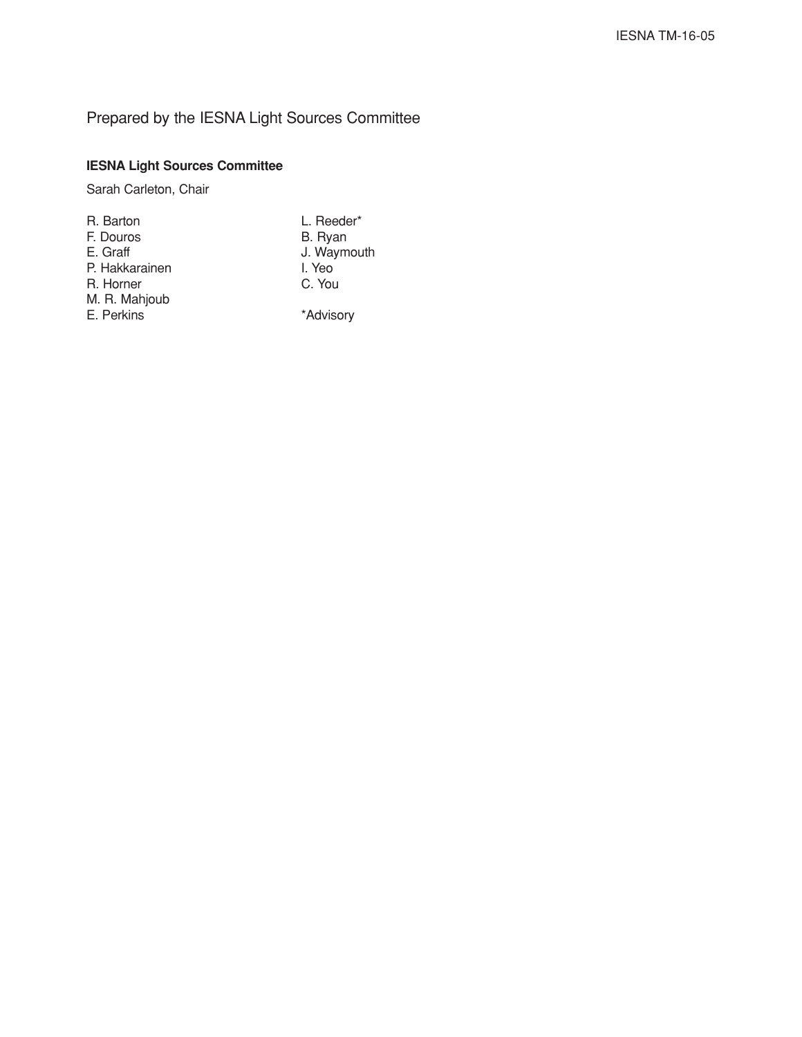Prepared by the IESNA Light Sources Committee

**IESNA Light Sources Committee**

Sarah Carleton, Chair

R. Barton
F. Douros
E. Graff
P. Hakkarainen
R. Horner
M. R. Mahjoub
E. Perkins
L. Reeder*
B. Ryan
J. Waymouth
I. Yeo
C. You

*Advisory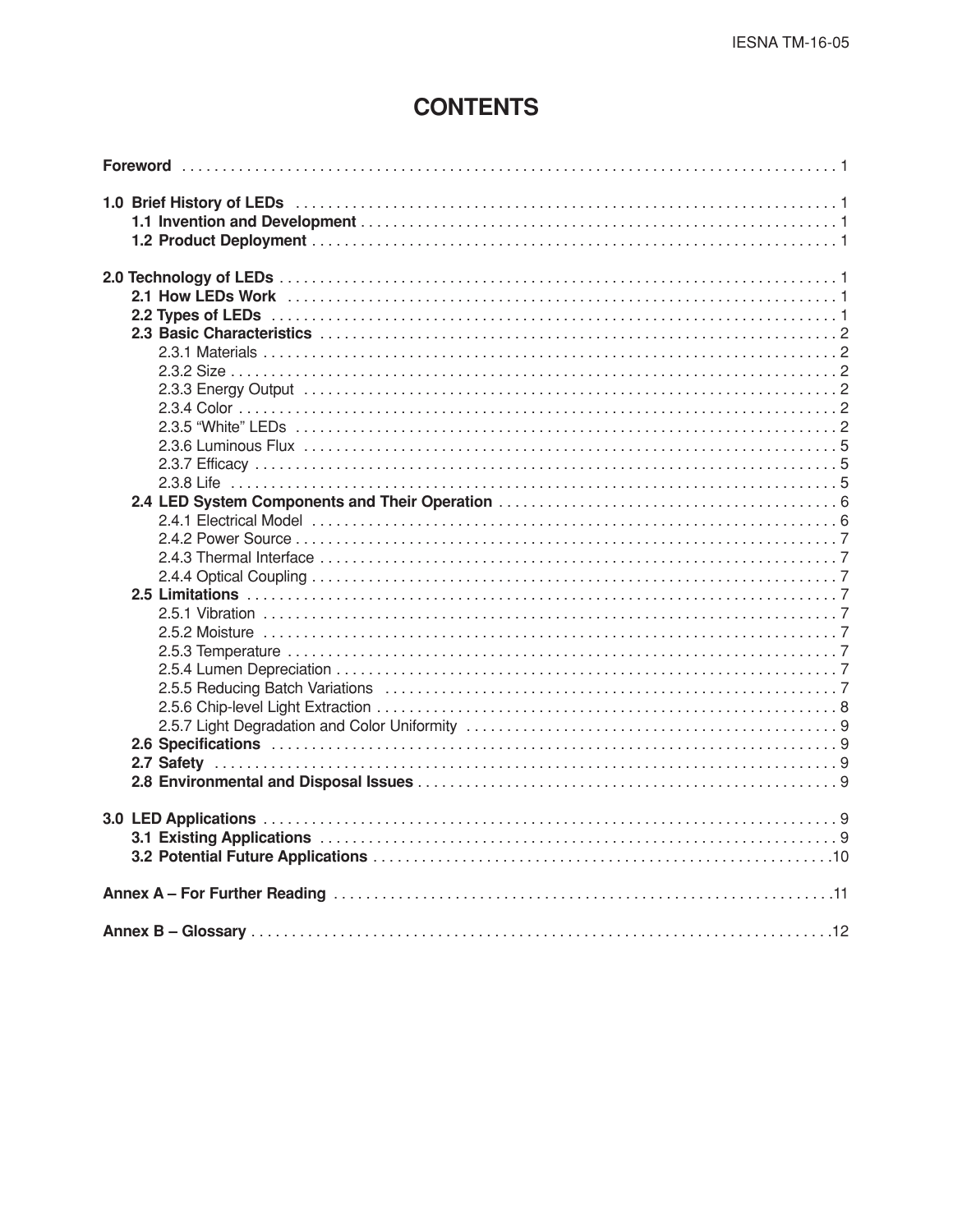# CONTENTS

**Foreword** . . . . . . . . . . . . . . . . . . . . . . . . . . . . . . . . . . . . . . . . . . . . . . . . . . . . . . . . . . . . . . . . . . . . . . . . . . . . 1

**1.0 Brief History of LEDs** . . . . . . . . . . . . . . . . . . . . . . . . . . . . . . . . . . . . . . . . . . . . . . . . . . . . . . . . . . . . . . . 1
- **1.1 Invention and Development** . . . . . . . . . . . . . . . . . . . . . . . . . . . . . . . . . . . . . . . . . . . . . . . . . . . . . . 1
- **1.2 Product Deployment** . . . . . . . . . . . . . . . . . . . . . . . . . . . . . . . . . . . . . . . . . . . . . . . . . . . . . . . . . . . . 1

**2.0 Technology of LEDs** . . . . . . . . . . . . . . . . . . . . . . . . . . . . . . . . . . . . . . . . . . . . . . . . . . . . . . . . . . . . . . . 1
- **2.1 How LEDs Work** . . . . . . . . . . . . . . . . . . . . . . . . . . . . . . . . . . . . . . . . . . . . . . . . . . . . . . . . . . . . . . . 1
- **2.2 Types of LEDs** . . . . . . . . . . . . . . . . . . . . . . . . . . . . . . . . . . . . . . . . . . . . . . . . . . . . . . . . . . . . . . . . 1
- **2.3 Basic Characteristics** . . . . . . . . . . . . . . . . . . . . . . . . . . . . . . . . . . . . . . . . . . . . . . . . . . . . . . . . . . 2
  - 2.3.1 Materials . . . . . . . . . . . . . . . . . . . . . . . . . . . . . . . . . . . . . . . . . . . . . . . . . . . . . . . . . . . . . . . 2
  - 2.3.2 Size . . . . . . . . . . . . . . . . . . . . . . . . . . . . . . . . . . . . . . . . . . . . . . . . . . . . . . . . . . . . . . . . . . . 2
  - 2.3.3 Energy Output . . . . . . . . . . . . . . . . . . . . . . . . . . . . . . . . . . . . . . . . . . . . . . . . . . . . . . . . . . . 2
  - 2.3.4 Color . . . . . . . . . . . . . . . . . . . . . . . . . . . . . . . . . . . . . . . . . . . . . . . . . . . . . . . . . . . . . . . . . . 2
  - 2.3.5 “White” LEDs . . . . . . . . . . . . . . . . . . . . . . . . . . . . . . . . . . . . . . . . . . . . . . . . . . . . . . . . . . . 2
  - 2.3.6 Luminous Flux . . . . . . . . . . . . . . . . . . . . . . . . . . . . . . . . . . . . . . . . . . . . . . . . . . . . . . . . . . 5
  - 2.3.7 Efficacy . . . . . . . . . . . . . . . . . . . . . . . . . . . . . . . . . . . . . . . . . . . . . . . . . . . . . . . . . . . . . . . . 5
  - 2.3.8 Life . . . . . . . . . . . . . . . . . . . . . . . . . . . . . . . . . . . . . . . . . . . . . . . . . . . . . . . . . . . . . . . . . . . 5
- **2.4 LED System Components and Their Operation** . . . . . . . . . . . . . . . . . . . . . . . . . . . . . . . . . . . . . . . 6
  - 2.4.1 Electrical Model . . . . . . . . . . . . . . . . . . . . . . . . . . . . . . . . . . . . . . . . . . . . . . . . . . . . . . . . . 6
  - 2.4.2 Power Source . . . . . . . . . . . . . . . . . . . . . . . . . . . . . . . . . . . . . . . . . . . . . . . . . . . . . . . . . . . 7
  - 2.4.3 Thermal Interface . . . . . . . . . . . . . . . . . . . . . . . . . . . . . . . . . . . . . . . . . . . . . . . . . . . . . . . . 7
  - 2.4.4 Optical Coupling . . . . . . . . . . . . . . . . . . . . . . . . . . . . . . . . . . . . . . . . . . . . . . . . . . . . . . . . . 7
- **2.5 Limitations** . . . . . . . . . . . . . . . . . . . . . . . . . . . . . . . . . . . . . . . . . . . . . . . . . . . . . . . . . . . . . . . . . . . 7
  - 2.5.1 Vibration . . . . . . . . . . . . . . . . . . . . . . . . . . . . . . . . . . . . . . . . . . . . . . . . . . . . . . . . . . . . . . . 7
  - 2.5.2 Moisture . . . . . . . . . . . . . . . . . . . . . . . . . . . . . . . . . . . . . . . . . . . . . . . . . . . . . . . . . . . . . . . 7
  - 2.5.3 Temperature . . . . . . . . . . . . . . . . . . . . . . . . . . . . . . . . . . . . . . . . . . . . . . . . . . . . . . . . . . . . 7
  - 2.5.4 Lumen Depreciation . . . . . . . . . . . . . . . . . . . . . . . . . . . . . . . . . . . . . . . . . . . . . . . . . . . . . . 7
  - 2.5.5 Reducing Batch Variations . . . . . . . . . . . . . . . . . . . . . . . . . . . . . . . . . . . . . . . . . . . . . . . . 7
  - 2.5.6 Chip-level Light Extraction . . . . . . . . . . . . . . . . . . . . . . . . . . . . . . . . . . . . . . . . . . . . . . . . 8
  - 2.5.7 Light Degradation and Color Uniformity . . . . . . . . . . . . . . . . . . . . . . . . . . . . . . . . . . . . . . 9
- **2.6 Specifications** . . . . . . . . . . . . . . . . . . . . . . . . . . . . . . . . . . . . . . . . . . . . . . . . . . . . . . . . . . . . . . . . 9
- **2.7 Safety** . . . . . . . . . . . . . . . . . . . . . . . . . . . . . . . . . . . . . . . . . . . . . . . . . . . . . . . . . . . . . . . . . . . . . . . 9
- **2.8 Environmental and Disposal Issues** . . . . . . . . . . . . . . . . . . . . . . . . . . . . . . . . . . . . . . . . . . . . . . . 9

**3.0 LED Applications** . . . . . . . . . . . . . . . . . . . . . . . . . . . . . . . . . . . . . . . . . . . . . . . . . . . . . . . . . . . . . . . . . 9
- **3.1 Existing Applications** . . . . . . . . . . . . . . . . . . . . . . . . . . . . . . . . . . . . . . . . . . . . . . . . . . . . . . . . . . 9
- **3.2 Potential Future Applications** . . . . . . . . . . . . . . . . . . . . . . . . . . . . . . . . . . . . . . . . . . . . . . . . . . . 10

**Annex A – For Further Reading** . . . . . . . . . . . . . . . . . . . . . . . . . . . . . . . . . . . . . . . . . . . . . . . . . . . . . . . 11

**Annex B – Glossary** . . . . . . . . . . . . . . . . . . . . . . . . . . . . . . . . . . . . . . . . . . . . . . . . . . . . . . . . . . . . . . . . 12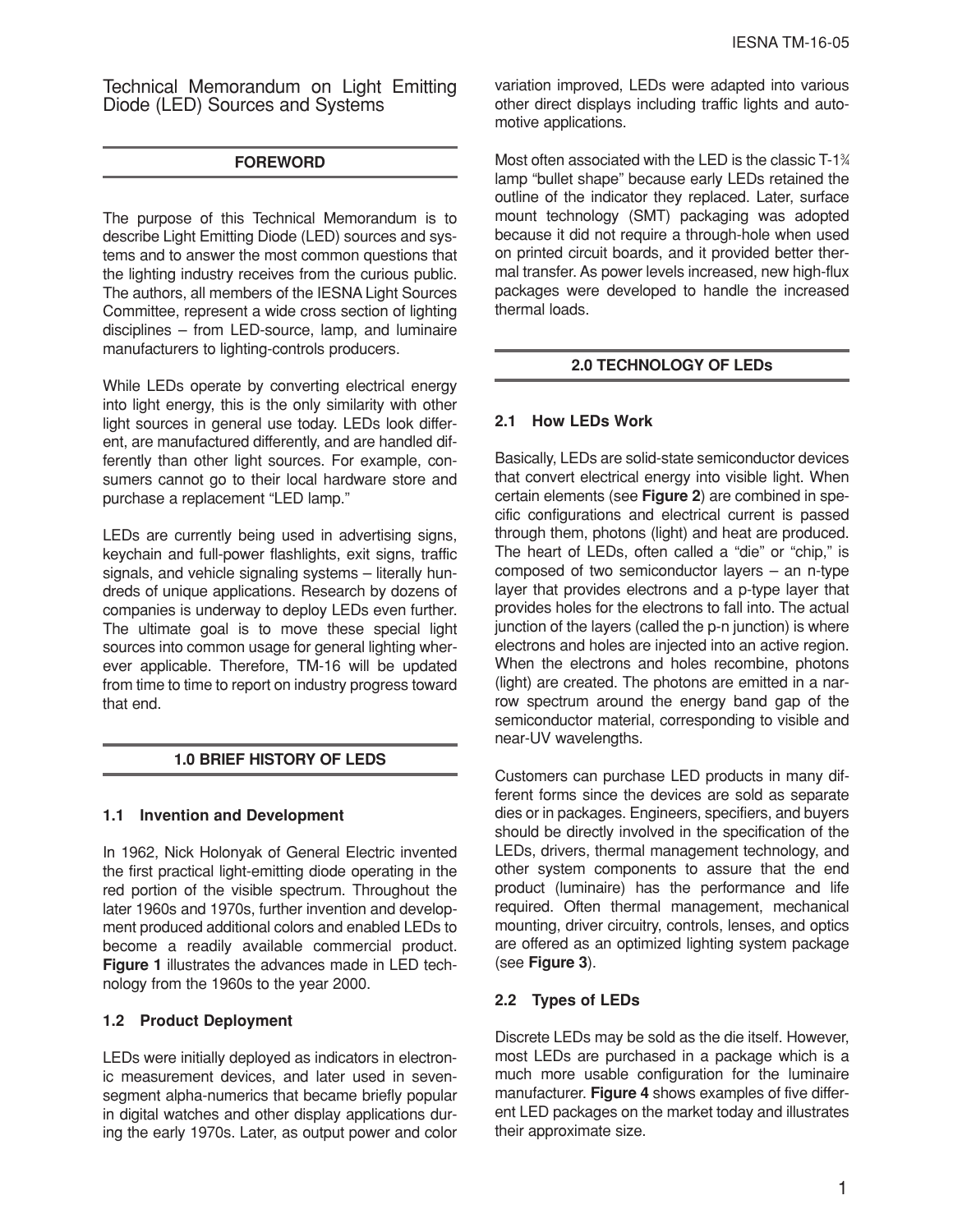# Technical Memorandum on Light Emitting Diode (LED) Sources and Systems

## FOREWORD

The purpose of this Technical Memorandum is to describe Light Emitting Diode (LED) sources and systems and to answer the most common questions that the lighting industry receives from the curious public. The authors, all members of the IESNA Light Sources Committee, represent a wide cross section of lighting disciplines – from LED-source, lamp, and luminaire manufacturers to lighting-controls producers.

While LEDs operate by converting electrical energy into light energy, this is the only similarity with other light sources in general use today. LEDs look different, are manufactured differently, and are handled differently than other light sources. For example, consumers cannot go to their local hardware store and purchase a replacement "LED lamp."

LEDs are currently being used in advertising signs, keychain and full-power flashlights, exit signs, traffic signals, and vehicle signaling systems – literally hundreds of unique applications. Research by dozens of companies is underway to deploy LEDs even further. The ultimate goal is to move these special light sources into common usage for general lighting wherever applicable. Therefore, TM-16 will be updated from time to time to report on industry progress toward that end.

## 1.0 BRIEF HISTORY OF LEDS

### 1.1 Invention and Development

In 1962, Nick Holonyak of General Electric invented the first practical light-emitting diode operating in the red portion of the visible spectrum. Throughout the later 1960s and 1970s, further invention and development produced additional colors and enabled LEDs to become a readily available commercial product. **Figure 1** illustrates the advances made in LED technology from the 1960s to the year 2000.

### 1.2 Product Deployment

LEDs were initially deployed as indicators in electronic measurement devices, and later used in seven-segment alpha-numerics that became briefly popular in digital watches and other display applications during the early 1970s. Later, as output power and color variation improved, LEDs were adapted into various other direct displays including traffic lights and automotive applications.

Most often associated with the LED is the classic T-1¾ lamp "bullet shape" because early LEDs retained the outline of the indicator they replaced. Later, surface mount technology (SMT) packaging was adopted because it did not require a through-hole when used on printed circuit boards, and it provided better thermal transfer. As power levels increased, new high-flux packages were developed to handle the increased thermal loads.

## 2.0 TECHNOLOGY OF LEDs

### 2.1 How LEDs Work

Basically, LEDs are solid-state semiconductor devices that convert electrical energy into visible light. When certain elements (see **Figure 2**) are combined in specific configurations and electrical current is passed through them, photons (light) and heat are produced. The heart of LEDs, often called a "die" or "chip," is composed of two semiconductor layers – an n-type layer that provides electrons and a p-type layer that provides holes for the electrons to fall into. The actual junction of the layers (called the p-n junction) is where electrons and holes are injected into an active region. When the electrons and holes recombine, photons (light) are created. The photons are emitted in a narrow spectrum around the energy band gap of the semiconductor material, corresponding to visible and near-UV wavelengths.

Customers can purchase LED products in many different forms since the devices are sold as separate dies or in packages. Engineers, specifiers, and buyers should be directly involved in the specification of the LEDs, drivers, thermal management technology, and other system components to assure that the end product (luminaire) has the performance and life required. Often thermal management, mechanical mounting, driver circuitry, controls, lenses, and optics are offered as an optimized lighting system package (see **Figure 3**).

### 2.2 Types of LEDs

Discrete LEDs may be sold as the die itself. However, most LEDs are purchased in a package which is a much more usable configuration for the luminaire manufacturer. **Figure 4** shows examples of five different LED packages on the market today and illustrates their approximate size.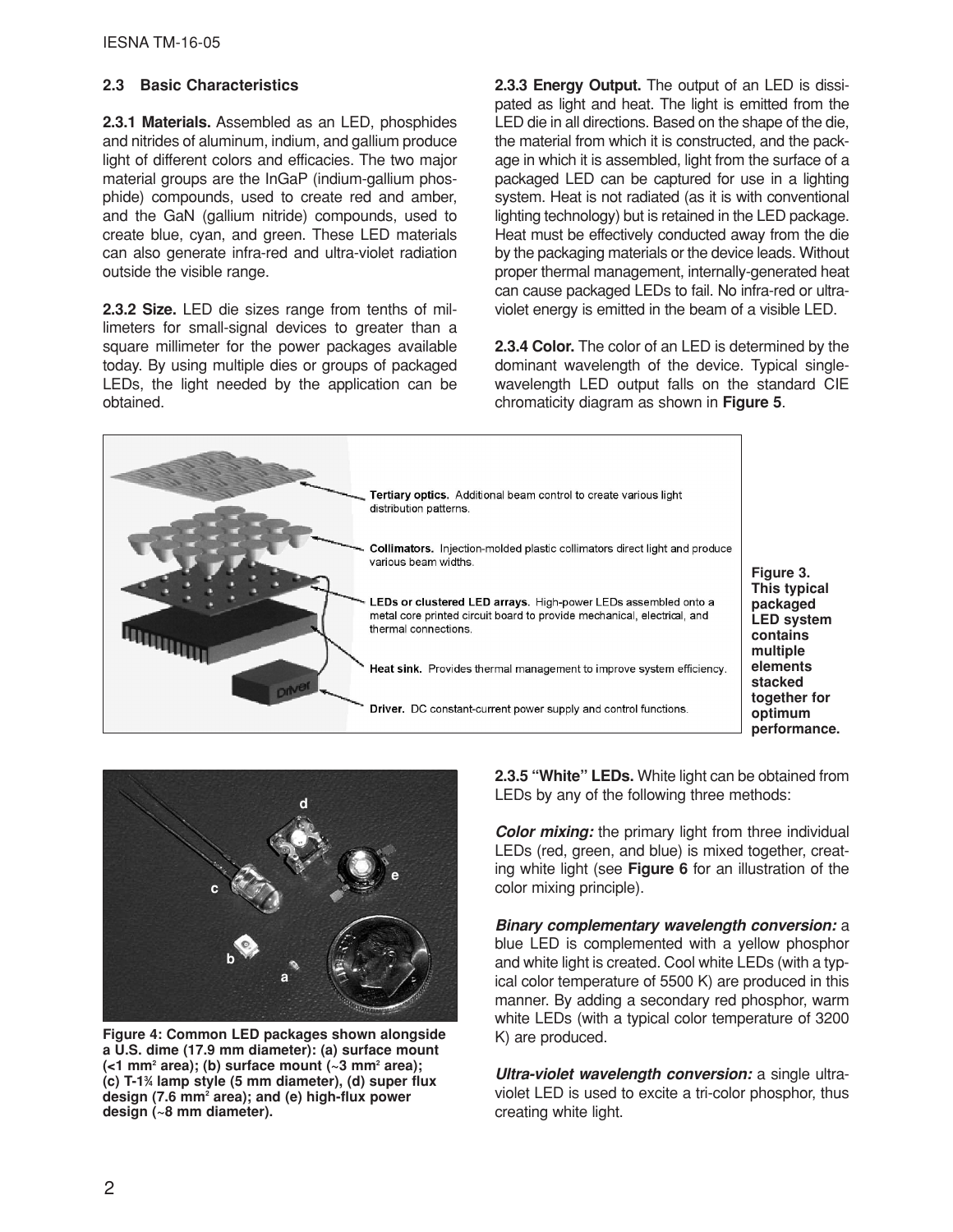## 2.3 Basic Characteristics

**2.3.1 Materials.** Assembled as an LED, phosphides and nitrides of aluminum, indium, and gallium produce light of different colors and efficacies. The two major material groups are the InGaP (indium-gallium phosphide) compounds, used to create red and amber, and the GaN (gallium nitride) compounds, used to create blue, cyan, and green. These LED materials can also generate infra-red and ultra-violet radiation outside the visible range.

**2.3.2 Size.** LED die sizes range from tenths of millimeters for small-signal devices to greater than a square millimeter for the power packages available today. By using multiple dies or groups of packaged LEDs, the light needed by the application can be obtained.

**2.3.3 Energy Output.** The output of an LED is dissipated as light and heat. The light is emitted from the LED die in all directions. Based on the shape of the die, the material from which it is constructed, and the package in which it is assembled, light from the surface of a packaged LED can be captured for use in a lighting system. Heat is not radiated (as it is with conventional lighting technology) but is retained in the LED package. Heat must be effectively conducted away from the die by the packaging materials or the device leads. Without proper thermal management, internally-generated heat can cause packaged LEDs to fail. No infra-red or ultra-violet energy is emitted in the beam of a visible LED.

**2.3.4 Color.** The color of an LED is determined by the dominant wavelength of the device. Typical single-wavelength LED output falls on the standard CIE chromaticity diagram as shown in **Figure 5**.

**Tertiary optics.** Additional beam control to create various light distribution patterns.

**Collimators.** Injection-molded plastic collimators direct light and produce various beam widths.

**LEDs or clustered LED arrays.** High-power LEDs assembled onto a metal core printed circuit board to provide mechanical, electrical, and thermal connections.

**Heat sink.** Provides thermal management to improve system efficiency.

**Driver.** DC constant-current power supply and control functions.

**Figure 3. This typical packaged LED system contains multiple elements stacked together for optimum performance.**

**Figure 4: Common LED packages shown alongside a U.S. dime (17.9 mm diameter): (a) surface mount (<1 mm² area); (b) surface mount (~3 mm² area); (c) T-1¾ lamp style (5 mm diameter), (d) super flux design (7.6 mm² area); and (e) high-flux power design (~8 mm diameter).**

**2.3.5 "White" LEDs.** White light can be obtained from LEDs by any of the following three methods:

***Color mixing:*** the primary light from three individual LEDs (red, green, and blue) is mixed together, creating white light (see **Figure 6** for an illustration of the color mixing principle).

***Binary complementary wavelength conversion:*** a blue LED is complemented with a yellow phosphor and white light is created. Cool white LEDs (with a typical color temperature of 5500 K) are produced in this manner. By adding a secondary red phosphor, warm white LEDs (with a typical color temperature of 3200 K) are produced.

***Ultra-violet wavelength conversion:*** a single ultra-violet LED is used to excite a tri-color phosphor, thus creating white light.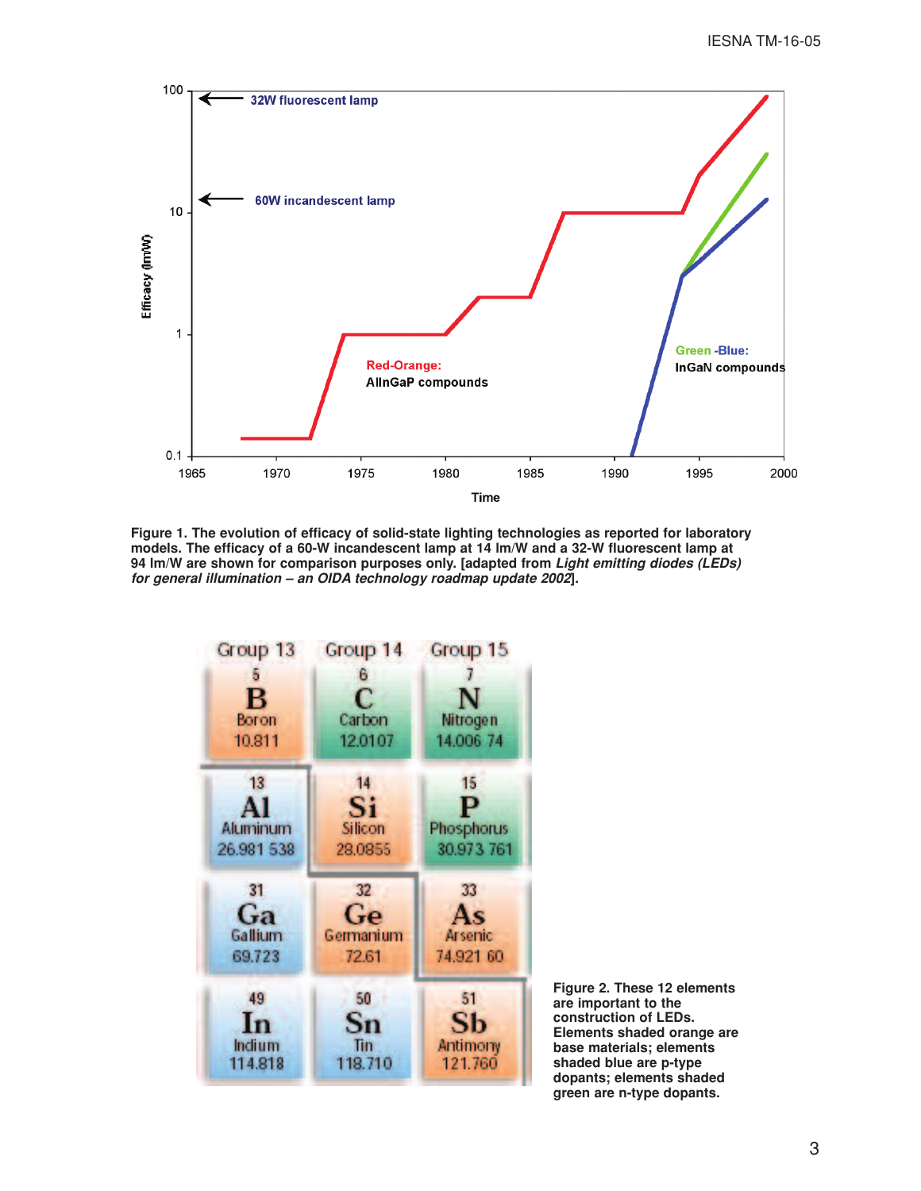Figure 1. The evolution of efficacy of solid-state lighting technologies as reported for laboratory models. The efficacy of a 60-W incandescent lamp at 14 lm/W and a 32-W fluorescent lamp at 94 lm/W are shown for comparison purposes only. [adapted from *Light emitting diodes (LEDs) for general illumination – an OIDA technology roadmap update 2002*].

Figure 2. These 12 elements are important to the construction of LEDs. Elements shaded orange are base materials; elements shaded blue are p-type dopants; elements shaded green are n-type dopants.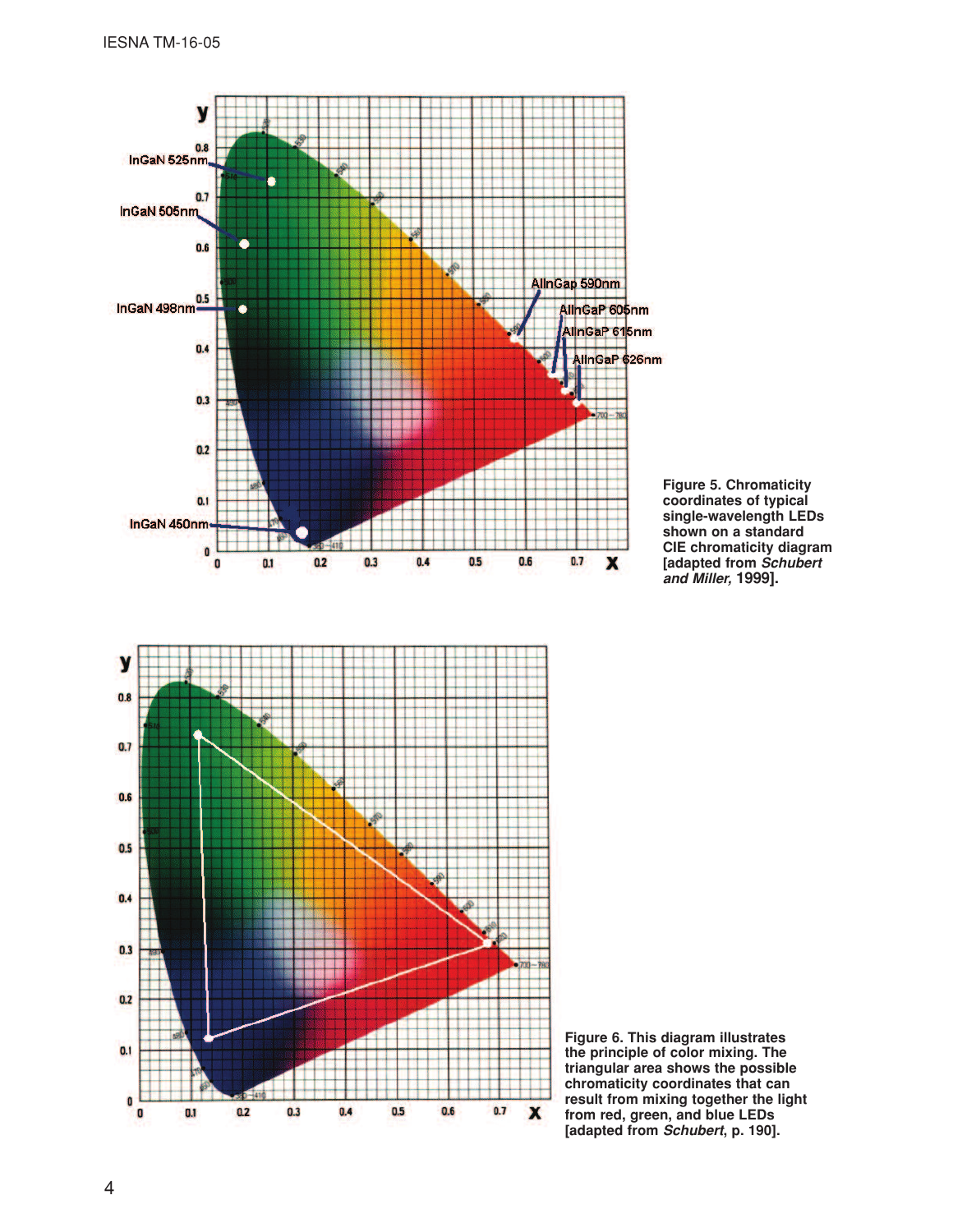Figure 5. Chromaticity coordinates of typical single-wavelength LEDs shown on a standard CIE chromaticity diagram [adapted from *Schubert and Miller,* 1999].

Figure 6. This diagram illustrates the principle of color mixing. The triangular area shows the possible chromaticity coordinates that can result from mixing together the light from red, green, and blue LEDs [adapted from *Schubert*, p. 190].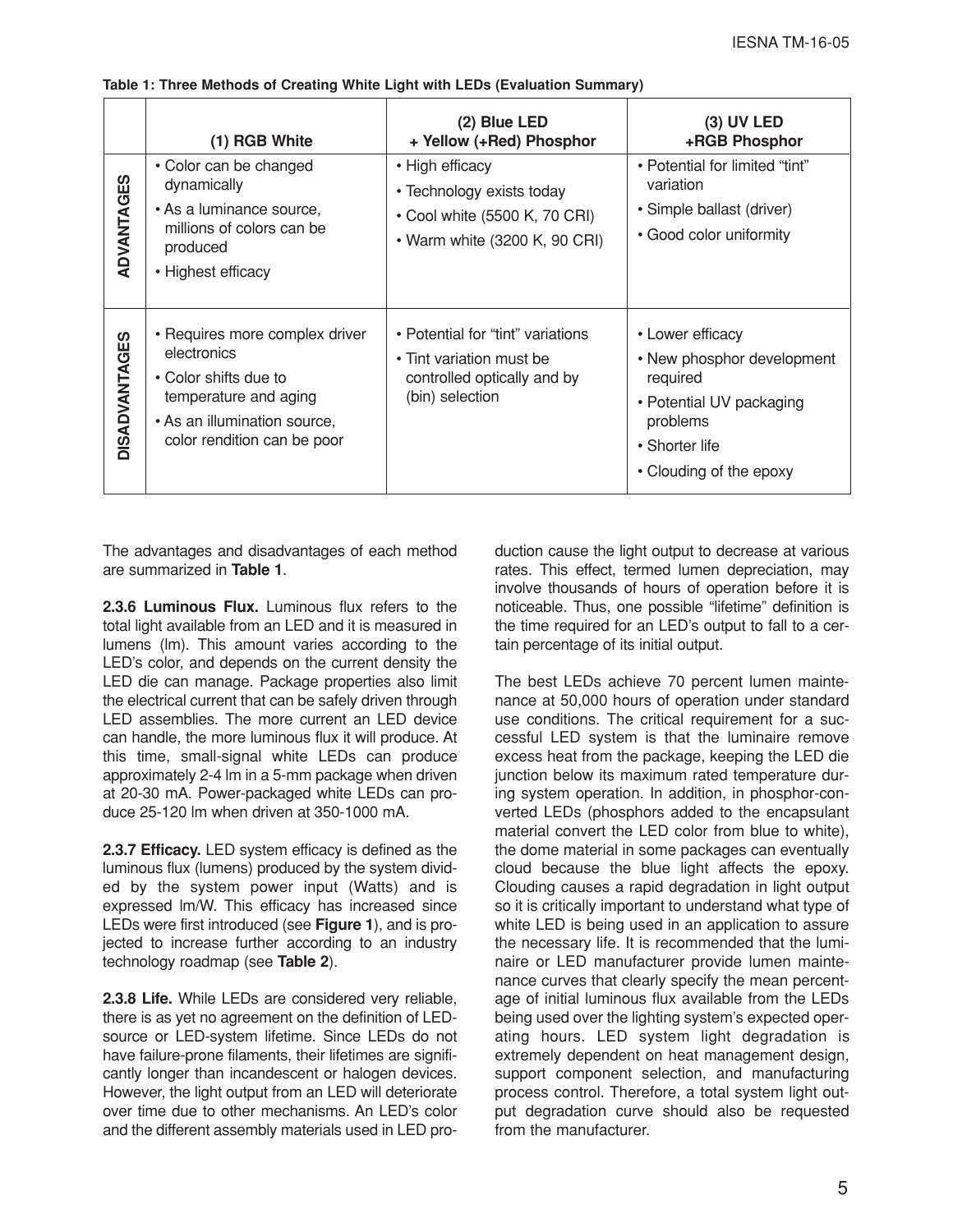**Table 1: Three Methods of Creating White Light with LEDs (Evaluation Summary)**

| | (1) RGB White | (2) Blue LED + Yellow (+Red) Phosphor | (3) UV LED +RGB Phosphor |
|---|---|---|---|
| **ADVANTAGES** | • Color can be changed dynamically<br>• As a luminance source, millions of colors can be produced<br>• Highest efficacy | • High efficacy<br>• Technology exists today<br>• Cool white (5500 K, 70 CRI)<br>• Warm white (3200 K, 90 CRI) | • Potential for limited "tint" variation<br>• Simple ballast (driver)<br>• Good color uniformity |
| **DISADVANTAGES** | • Requires more complex driver electronics<br>• Color shifts due to temperature and aging<br>• As an illumination source, color rendition can be poor | • Potential for "tint" variations<br>• Tint variation must be controlled optically and by (bin) selection | • Lower efficacy<br>• New phosphor development required<br>• Potential UV packaging problems<br>• Shorter life<br>• Clouding of the epoxy |

The advantages and disadvantages of each method are summarized in **Table 1**.

**2.3.6 Luminous Flux.** Luminous flux refers to the total light available from an LED and it is measured in lumens (lm). This amount varies according to the LED's color, and depends on the current density the LED die can manage. Package properties also limit the electrical current that can be safely driven through LED assemblies. The more current an LED device can handle, the more luminous flux it will produce. At this time, small-signal white LEDs can produce approximately 2-4 lm in a 5-mm package when driven at 20-30 mA. Power-packaged white LEDs can produce 25-120 lm when driven at 350-1000 mA.

**2.3.7 Efficacy.** LED system efficacy is defined as the luminous flux (lumens) produced by the system divided by the system power input (Watts) and is expressed lm/W. This efficacy has increased since LEDs were first introduced (see **Figure 1**), and is projected to increase further according to an industry technology roadmap (see **Table 2**).

**2.3.8 Life.** While LEDs are considered very reliable, there is as yet no agreement on the definition of LED-source or LED-system lifetime. Since LEDs do not have failure-prone filaments, their lifetimes are significantly longer than incandescent or halogen devices. However, the light output from an LED will deteriorate over time due to other mechanisms. An LED's color and the different assembly materials used in LED production cause the light output to decrease at various rates. This effect, termed lumen depreciation, may involve thousands of hours of operation before it is noticeable. Thus, one possible "lifetime" definition is the time required for an LED's output to fall to a certain percentage of its initial output.

The best LEDs achieve 70 percent lumen maintenance at 50,000 hours of operation under standard use conditions. The critical requirement for a successful LED system is that the luminaire remove excess heat from the package, keeping the LED die junction below its maximum rated temperature during system operation. In addition, in phosphor-converted LEDs (phosphors added to the encapsulant material convert the LED color from blue to white), the dome material in some packages can eventually cloud because the blue light affects the epoxy. Clouding causes a rapid degradation in light output so it is critically important to understand what type of white LED is being used in an application to assure the necessary life. It is recommended that the luminaire or LED manufacturer provide lumen maintenance curves that clearly specify the mean percentage of initial luminous flux available from the LEDs being used over the lighting system's expected operating hours. LED system light degradation is extremely dependent on heat management design, support component selection, and manufacturing process control. Therefore, a total system light output degradation curve should also be requested from the manufacturer.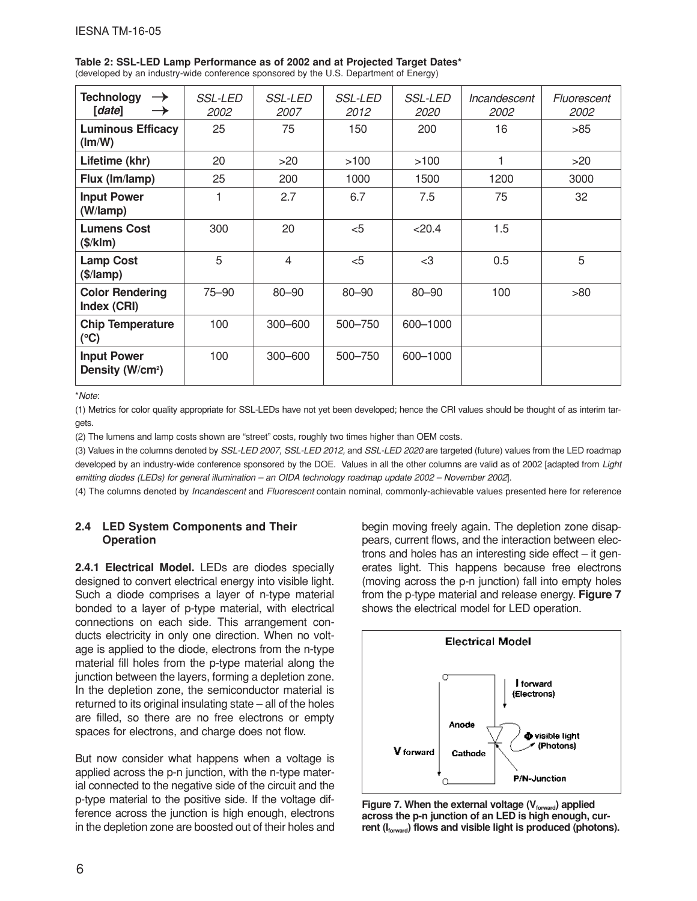**Table 2: SSL-LED Lamp Performance as of 2002 and at Projected Target Dates***
(developed by an industry-wide conference sponsored by the U.S. Department of Energy)

| Technology → [*date*] → | *SSL-LED 2002* | *SSL-LED 2007* | *SSL-LED 2012* | *SSL-LED 2020* | *Incandescent 2002* | *Fluorescent 2002* |
|---|---|---|---|---|---|---|
| **Luminous Efficacy (lm/W)** | 25 | 75 | 150 | 200 | 16 | >85 |
| **Lifetime (khr)** | 20 | >20 | >100 | >100 | 1 | >20 |
| **Flux (lm/lamp)** | 25 | 200 | 1000 | 1500 | 1200 | 3000 |
| **Input Power (W/lamp)** | 1 | 2.7 | 6.7 | 7.5 | 75 | 32 |
| **Lumens Cost ($/klm)** | 300 | 20 | <5 | <20.4 | 1.5 | |
| **Lamp Cost ($/lamp)** | 5 | 4 | <5 | <3 | 0.5 | 5 |
| **Color Rendering Index (CRI)** | 75–90 | 80–90 | 80–90 | 80–90 | 100 | >80 |
| **Chip Temperature (°C)** | 100 | 300–600 | 500–750 | 600–1000 | | |
| **Input Power Density (W/cm²)** | 100 | 300–600 | 500–750 | 600–1000 | | |

**Note*:

(1) Metrics for color quality appropriate for SSL-LEDs have not yet been developed; hence the CRI values should be thought of as interim targets.

(2) The lumens and lamp costs shown are "street" costs, roughly two times higher than OEM costs.

(3) Values in the columns denoted by *SSL-LED 2007, SSL-LED 2012,* and *SSL-LED 2020* are targeted (future) values from the LED roadmap developed by an industry-wide conference sponsored by the DOE. Values in all the other columns are valid as of 2002 [adapted from *Light emitting diodes (LEDs) for general illumination – an OIDA technology roadmap update 2002 – November 2002*].

(4) The columns denoted by *Incandescent* and *Fluorescent* contain nominal, commonly-achievable values presented here for reference

### 2.4 LED System Components and Their Operation

**2.4.1 Electrical Model.** LEDs are diodes specially designed to convert electrical energy into visible light. Such a diode comprises a layer of n-type material bonded to a layer of p-type material, with electrical connections on each side. This arrangement conducts electricity in only one direction. When no voltage is applied to the diode, electrons from the n-type material fill holes from the p-type material along the junction between the layers, forming a depletion zone. In the depletion zone, the semiconductor material is returned to its original insulating state – all of the holes are filled, so there are no free electrons or empty spaces for electrons, and charge does not flow.

But now consider what happens when a voltage is applied across the p-n junction, with the n-type material connected to the negative side of the circuit and the p-type material to the positive side. If the voltage difference across the junction is high enough, electrons in the depletion zone are boosted out of their holes and begin moving freely again. The depletion zone disappears, current flows, and the interaction between electrons and holes has an interesting side effect – it generates light. This happens because free electrons (moving across the p-n junction) fall into empty holes from the p-type material and release energy. **Figure 7** shows the electrical model for LED operation.

**Figure 7. When the external voltage ($V_{forward}$) applied across the p-n junction of an LED is high enough, current ($I_{forward}$) flows and visible light is produced (photons).**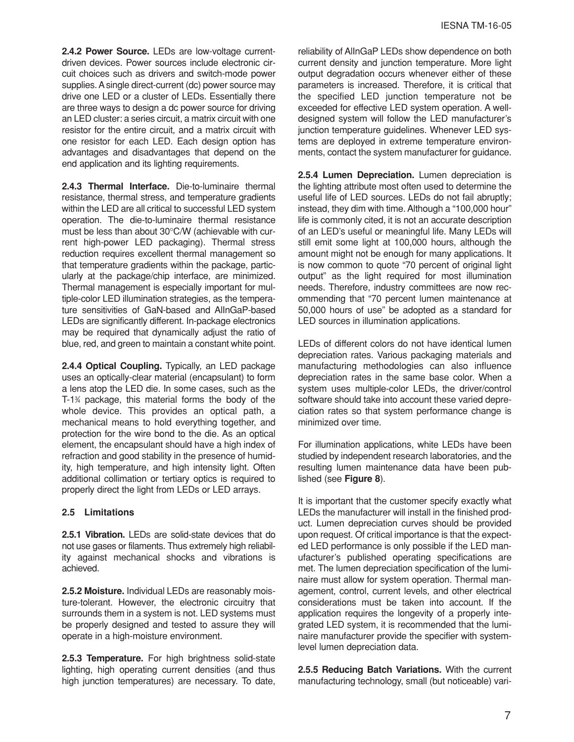**2.4.2 Power Source.** LEDs are low-voltage current-driven devices. Power sources include electronic circuit choices such as drivers and switch-mode power supplies. A single direct-current (dc) power source may drive one LED or a cluster of LEDs. Essentially there are three ways to design a dc power source for driving an LED cluster: a series circuit, a matrix circuit with one resistor for the entire circuit, and a matrix circuit with one resistor for each LED. Each design option has advantages and disadvantages that depend on the end application and its lighting requirements.

**2.4.3 Thermal Interface.** Die-to-luminaire thermal resistance, thermal stress, and temperature gradients within the LED are all critical to successful LED system operation. The die-to-luminaire thermal resistance must be less than about 30°C/W (achievable with current high-power LED packaging). Thermal stress reduction requires excellent thermal management so that temperature gradients within the package, particularly at the package/chip interface, are minimized. Thermal management is especially important for multiple-color LED illumination strategies, as the temperature sensitivities of GaN-based and AlInGaP-based LEDs are significantly different. In-package electronics may be required that dynamically adjust the ratio of blue, red, and green to maintain a constant white point.

**2.4.4 Optical Coupling.** Typically, an LED package uses an optically-clear material (encapsulant) to form a lens atop the LED die. In some cases, such as the T-1¾ package, this material forms the body of the whole device. This provides an optical path, a mechanical means to hold everything together, and protection for the wire bond to the die. As an optical element, the encapsulant should have a high index of refraction and good stability in the presence of humidity, high temperature, and high intensity light. Often additional collimation or tertiary optics is required to properly direct the light from LEDs or LED arrays.

### 2.5 Limitations

**2.5.1 Vibration.** LEDs are solid-state devices that do not use gases or filaments. Thus extremely high reliability against mechanical shocks and vibrations is achieved.

**2.5.2 Moisture.** Individual LEDs are reasonably moisture-tolerant. However, the electronic circuitry that surrounds them in a system is not. LED systems must be properly designed and tested to assure they will operate in a high-moisture environment.

**2.5.3 Temperature.** For high brightness solid-state lighting, high operating current densities (and thus high junction temperatures) are necessary. To date, reliability of AlInGaP LEDs show dependence on both current density and junction temperature. More light output degradation occurs whenever either of these parameters is increased. Therefore, it is critical that the specified LED junction temperature not be exceeded for effective LED system operation. A well-designed system will follow the LED manufacturer's junction temperature guidelines. Whenever LED systems are deployed in extreme temperature environments, contact the system manufacturer for guidance.

**2.5.4 Lumen Depreciation.** Lumen depreciation is the lighting attribute most often used to determine the useful life of LED sources. LEDs do not fail abruptly; instead, they dim with time. Although a "100,000 hour" life is commonly cited, it is not an accurate description of an LED's useful or meaningful life. Many LEDs will still emit some light at 100,000 hours, although the amount might not be enough for many applications. It is now common to quote "70 percent of original light output" as the light required for most illumination needs. Therefore, industry committees are now recommending that "70 percent lumen maintenance at 50,000 hours of use" be adopted as a standard for LED sources in illumination applications.

LEDs of different colors do not have identical lumen depreciation rates. Various packaging materials and manufacturing methodologies can also influence depreciation rates in the same base color. When a system uses multiple-color LEDs, the driver/control software should take into account these varied depreciation rates so that system performance change is minimized over time.

For illumination applications, white LEDs have been studied by independent research laboratories, and the resulting lumen maintenance data have been published (see **Figure 8**).

It is important that the customer specify exactly what LEDs the manufacturer will install in the finished product. Lumen depreciation curves should be provided upon request. Of critical importance is that the expected LED performance is only possible if the LED manufacturer's published operating specifications are met. The lumen depreciation specification of the luminaire must allow for system operation. Thermal management, control, current levels, and other electrical considerations must be taken into account. If the application requires the longevity of a properly integrated LED system, it is recommended that the luminaire manufacturer provide the specifier with system-level lumen depreciation data.

**2.5.5 Reducing Batch Variations.** With the current manufacturing technology, small (but noticeable) vari-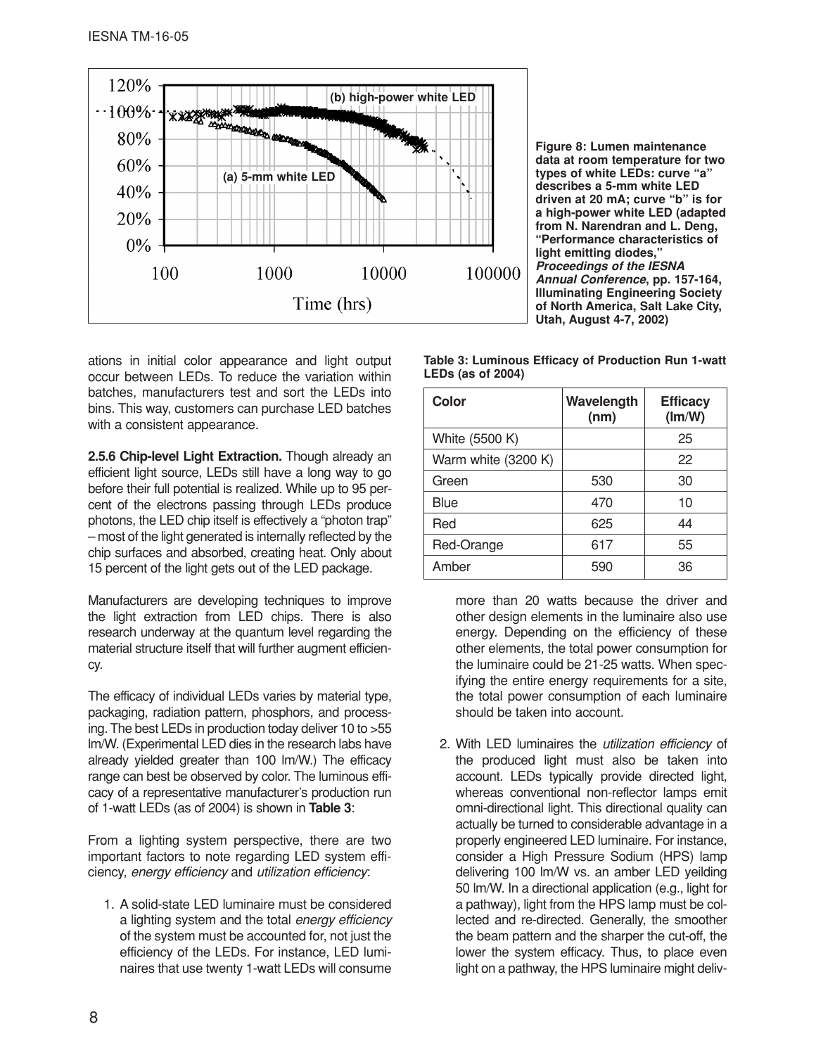Figure 8: Lumen maintenance data at room temperature for two types of white LEDs: curve "a" describes a 5-mm white LED driven at 20 mA; curve "b" is for a high-power white LED (adapted from N. Narendran and L. Deng, "Performance characteristics of light emitting diodes," *Proceedings of the IESNA Annual Conference*, pp. 157-164, Illuminating Engineering Society of North America, Salt Lake City, Utah, August 4-7, 2002)

ations in initial color appearance and light output occur between LEDs. To reduce the variation within batches, manufacturers test and sort the LEDs into bins. This way, customers can purchase LED batches with a consistent appearance.

**2.5.6 Chip-level Light Extraction.** Though already an efficient light source, LEDs still have a long way to go before their full potential is realized. While up to 95 percent of the electrons passing through LEDs produce photons, the LED chip itself is effectively a "photon trap" – most of the light generated is internally reflected by the chip surfaces and absorbed, creating heat. Only about 15 percent of the light gets out of the LED package.

Manufacturers are developing techniques to improve the light extraction from LED chips. There is also research underway at the quantum level regarding the material structure itself that will further augment efficiency.

The efficacy of individual LEDs varies by material type, packaging, radiation pattern, phosphors, and processing. The best LEDs in production today deliver 10 to >55 lm/W. (Experimental LED dies in the research labs have already yielded greater than 100 lm/W.) The efficacy range can best be observed by color. The luminous efficacy of a representative manufacturer's production run of 1-watt LEDs (as of 2004) is shown in **Table 3**:

**Table 3: Luminous Efficacy of Production Run 1-watt LEDs (as of 2004)**

| Color | Wavelength (nm) | Efficacy (lm/W) |
|---|---|---|
| White (5500 K) | | 25 |
| Warm white (3200 K) | | 22 |
| Green | 530 | 30 |
| Blue | 470 | 10 |
| Red | 625 | 44 |
| Red-Orange | 617 | 55 |
| Amber | 590 | 36 |

From a lighting system perspective, there are two important factors to note regarding LED system efficiency, *energy efficiency* and *utilization efficiency*:

1. A solid-state LED luminaire must be considered a lighting system and the total *energy efficiency* of the system must be accounted for, not just the efficiency of the LEDs. For instance, LED luminaires that use twenty 1-watt LEDs will consume more than 20 watts because the driver and other design elements in the luminaire also use energy. Depending on the efficiency of these other elements, the total power consumption for the luminaire could be 21-25 watts. When specifying the entire energy requirements for a site, the total power consumption of each luminaire should be taken into account.

2. With LED luminaires the *utilization efficiency* of the produced light must also be taken into account. LEDs typically provide directed light, whereas conventional non-reflector lamps emit omni-directional light. This directional quality can actually be turned to considerable advantage in a properly engineered LED luminaire. For instance, consider a High Pressure Sodium (HPS) lamp delivering 100 lm/W vs. an amber LED yeilding 50 lm/W. In a directional application (e.g., light for a pathway), light from the HPS lamp must be collected and re-directed. Generally, the smoother the beam pattern and the sharper the cut-off, the lower the system efficacy. Thus, to place even light on a pathway, the HPS luminaire might deliv-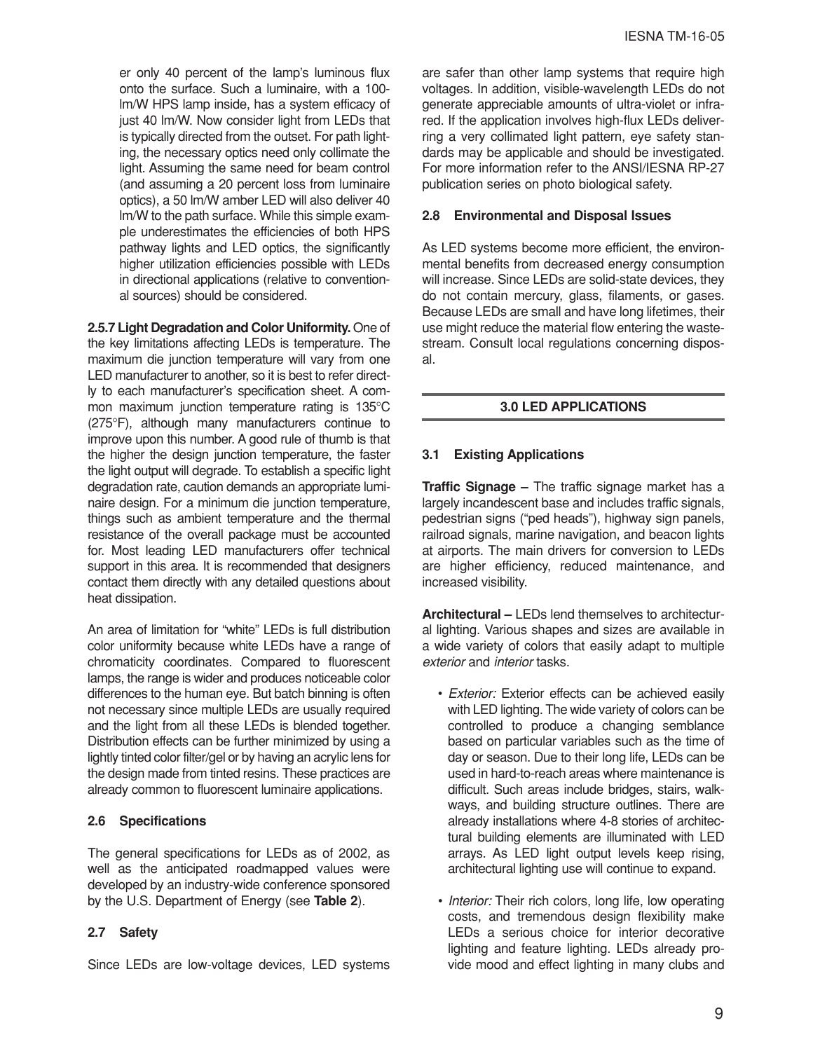er only 40 percent of the lamp's luminous flux onto the surface. Such a luminaire, with a 100-lm/W HPS lamp inside, has a system efficacy of just 40 lm/W. Now consider light from LEDs that is typically directed from the outset. For path lighting, the necessary optics need only collimate the light. Assuming the same need for beam control (and assuming a 20 percent loss from luminaire optics), a 50 lm/W amber LED will also deliver 40 lm/W to the path surface. While this simple example underestimates the efficiencies of both HPS pathway lights and LED optics, the significantly higher utilization efficiencies possible with LEDs in directional applications (relative to conventional sources) should be considered.

**2.5.7 Light Degradation and Color Uniformity.** One of the key limitations affecting LEDs is temperature. The maximum die junction temperature will vary from one LED manufacturer to another, so it is best to refer directly to each manufacturer's specification sheet. A common maximum junction temperature rating is 135°C (275°F), although many manufacturers continue to improve upon this number. A good rule of thumb is that the higher the design junction temperature, the faster the light output will degrade. To establish a specific light degradation rate, caution demands an appropriate luminaire design. For a minimum die junction temperature, things such as ambient temperature and the thermal resistance of the overall package must be accounted for. Most leading LED manufacturers offer technical support in this area. It is recommended that designers contact them directly with any detailed questions about heat dissipation.

An area of limitation for "white" LEDs is full distribution color uniformity because white LEDs have a range of chromaticity coordinates. Compared to fluorescent lamps, the range is wider and produces noticeable color differences to the human eye. But batch binning is often not necessary since multiple LEDs are usually required and the light from all these LEDs is blended together. Distribution effects can be further minimized by using a lightly tinted color filter/gel or by having an acrylic lens for the design made from tinted resins. These practices are already common to fluorescent luminaire applications.

### 2.6 Specifications

The general specifications for LEDs as of 2002, as well as the anticipated roadmapped values were developed by an industry-wide conference sponsored by the U.S. Department of Energy (see **Table 2**).

### 2.7 Safety

Since LEDs are low-voltage devices, LED systems are safer than other lamp systems that require high voltages. In addition, visible-wavelength LEDs do not generate appreciable amounts of ultra-violet or infrared. If the application involves high-flux LEDs delivering a very collimated light pattern, eye safety standards may be applicable and should be investigated. For more information refer to the ANSI/IESNA RP-27 publication series on photo biological safety.

### 2.8 Environmental and Disposal Issues

As LED systems become more efficient, the environmental benefits from decreased energy consumption will increase. Since LEDs are solid-state devices, they do not contain mercury, glass, filaments, or gases. Because LEDs are small and have long lifetimes, their use might reduce the material flow entering the wastestream. Consult local regulations concerning disposal.

## 3.0 LED APPLICATIONS

### 3.1 Existing Applications

**Traffic Signage –** The traffic signage market has a largely incandescent base and includes traffic signals, pedestrian signs ("ped heads"), highway sign panels, railroad signals, marine navigation, and beacon lights at airports. The main drivers for conversion to LEDs are higher efficiency, reduced maintenance, and increased visibility.

**Architectural –** LEDs lend themselves to architectural lighting. Various shapes and sizes are available in a wide variety of colors that easily adapt to multiple *exterior* and *interior* tasks.

- *Exterior:* Exterior effects can be achieved easily with LED lighting. The wide variety of colors can be controlled to produce a changing semblance based on particular variables such as the time of day or season. Due to their long life, LEDs can be used in hard-to-reach areas where maintenance is difficult. Such areas include bridges, stairs, walkways, and building structure outlines. There are already installations where 4-8 stories of architectural building elements are illuminated with LED arrays. As LED light output levels keep rising, architectural lighting use will continue to expand.

- *Interior:* Their rich colors, long life, low operating costs, and tremendous design flexibility make LEDs a serious choice for interior decorative lighting and feature lighting. LEDs already provide mood and effect lighting in many clubs and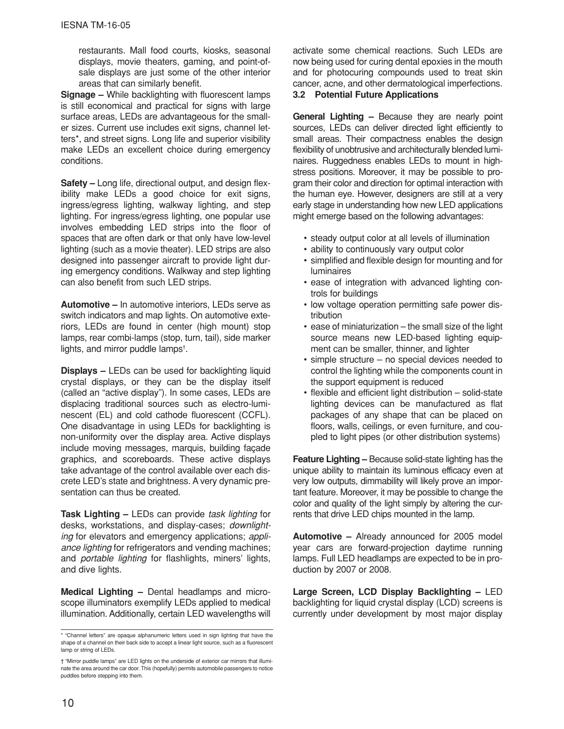restaurants. Mall food courts, kiosks, seasonal displays, movie theaters, gaming, and point-of-sale displays are just some of the other interior areas that can similarly benefit.

**Signage –** While backlighting with fluorescent lamps is still economical and practical for signs with large surface areas, LEDs are advantageous for the smaller sizes. Current use includes exit signs, channel letters*, and street signs. Long life and superior visibility make LEDs an excellent choice during emergency conditions.

**Safety –** Long life, directional output, and design flexibility make LEDs a good choice for exit signs, ingress/egress lighting, walkway lighting, and step lighting. For ingress/egress lighting, one popular use involves embedding LED strips into the floor of spaces that are often dark or that only have low-level lighting (such as a movie theater). LED strips are also designed into passenger aircraft to provide light during emergency conditions. Walkway and step lighting can also benefit from such LED strips.

**Automotive –** In automotive interiors, LEDs serve as switch indicators and map lights. On automotive exteriors, LEDs are found in center (high mount) stop lamps, rear combi-lamps (stop, turn, tail), side marker lights, and mirror puddle lamps†.

**Displays –** LEDs can be used for backlighting liquid crystal displays, or they can be the display itself (called an "active display"). In some cases, LEDs are displacing traditional sources such as electro-luminescent (EL) and cold cathode fluorescent (CCFL). One disadvantage in using LEDs for backlighting is non-uniformity over the display area. Active displays include moving messages, marquis, building façade graphics, and scoreboards. These active displays take advantage of the control available over each discrete LED's state and brightness. A very dynamic presentation can thus be created.

**Task Lighting –** LEDs can provide *task lighting* for desks, workstations, and display-cases; *downlighting* for elevators and emergency applications; *appliance lighting* for refrigerators and vending machines; and *portable lighting* for flashlights, miners' lights, and dive lights.

**Medical Lighting –** Dental headlamps and microscope illuminators exemplify LEDs applied to medical illumination. Additionally, certain LED wavelengths will activate some chemical reactions. Such LEDs are now being used for curing dental epoxies in the mouth and for photocuring compounds used to treat skin cancer, acne, and other dermatological imperfections.

### 3.2 Potential Future Applications

**General Lighting –** Because they are nearly point sources, LEDs can deliver directed light efficiently to small areas. Their compactness enables the design flexibility of unobtrusive and architecturally blended luminaires. Ruggedness enables LEDs to mount in high-stress positions. Moreover, it may be possible to program their color and direction for optimal interaction with the human eye. However, designers are still at a very early stage in understanding how new LED applications might emerge based on the following advantages:

- steady output color at all levels of illumination
- ability to continuously vary output color
- simplified and flexible design for mounting and for luminaires
- ease of integration with advanced lighting controls for buildings
- low voltage operation permitting safe power distribution
- ease of miniaturization – the small size of the light source means new LED-based lighting equipment can be smaller, thinner, and lighter
- simple structure – no special devices needed to control the lighting while the components count in the support equipment is reduced
- flexible and efficient light distribution – solid-state lighting devices can be manufactured as flat packages of any shape that can be placed on floors, walls, ceilings, or even furniture, and coupled to light pipes (or other distribution systems)

**Feature Lighting –** Because solid-state lighting has the unique ability to maintain its luminous efficacy even at very low outputs, dimmability will likely prove an important feature. Moreover, it may be possible to change the color and quality of the light simply by altering the currents that drive LED chips mounted in the lamp.

**Automotive –** Already announced for 2005 model year cars are forward-projection daytime running lamps. Full LED headlamps are expected to be in production by 2007 or 2008.

**Large Screen, LCD Display Backlighting –** LED backlighting for liquid crystal display (LCD) screens is currently under development by most major display

---

* "Channel letters" are opaque alphanumeric letters used in sign lighting that have the shape of a channel on their back side to accept a linear light source, such as a fluorescent lamp or string of LEDs.

† "Mirror puddle lamps" are LED lights on the underside of exterior car mirrors that illuminate the area around the car door. This (hopefully) permits automobile passengers to notice puddles before stepping into them.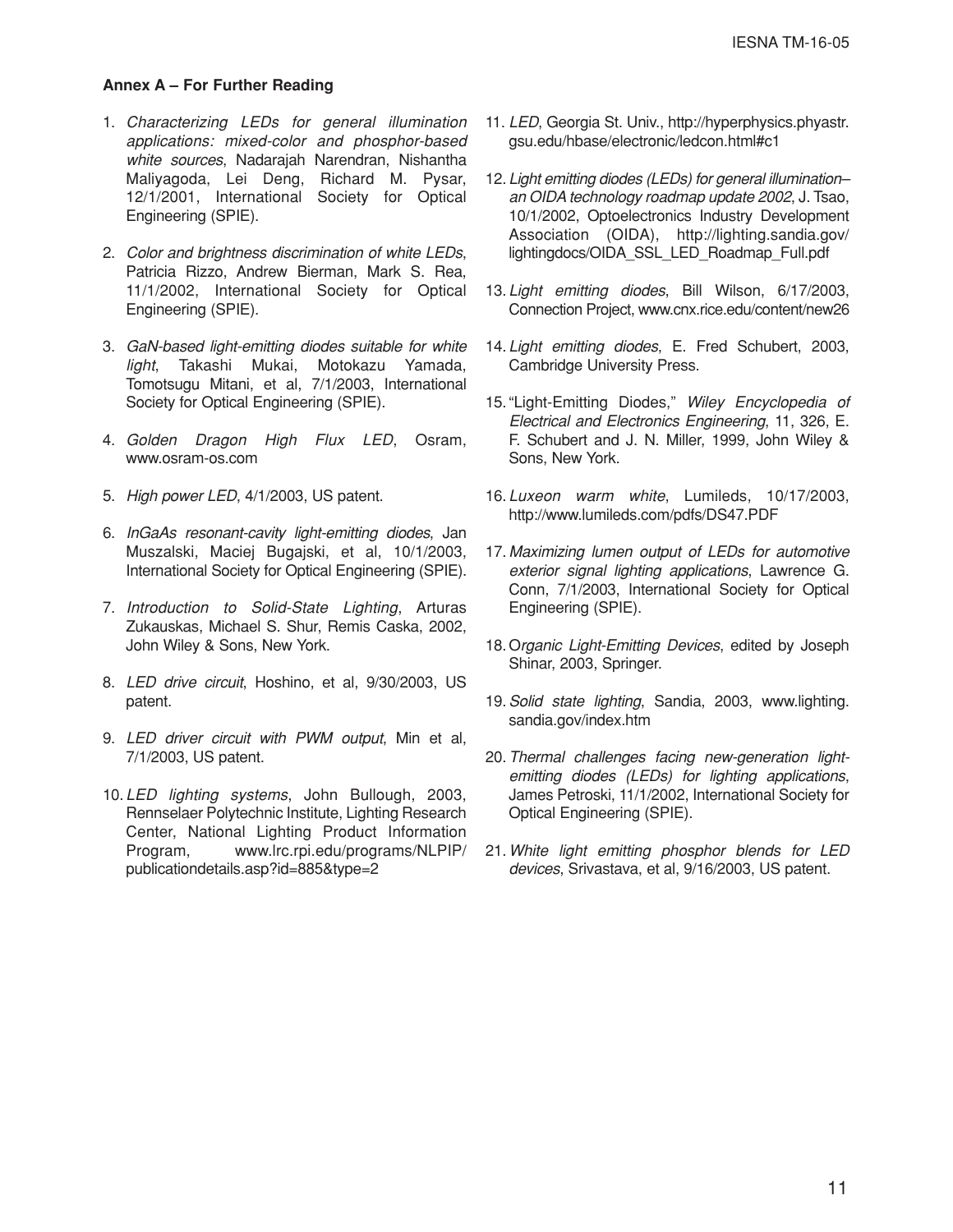## Annex A – For Further Reading

1. *Characterizing LEDs for general illumination applications: mixed-color and phosphor-based white sources*, Nadarajah Narendran, Nishantha Maliyagoda, Lei Deng, Richard M. Pysar, 12/1/2001, International Society for Optical Engineering (SPIE).

2. *Color and brightness discrimination of white LEDs*, Patricia Rizzo, Andrew Bierman, Mark S. Rea, 11/1/2002, International Society for Optical Engineering (SPIE).

3. *GaN-based light-emitting diodes suitable for white light*, Takashi Mukai, Motokazu Yamada, Tomotsugu Mitani, et al, 7/1/2003, International Society for Optical Engineering (SPIE).

4. *Golden Dragon High Flux LED*, Osram, www.osram-os.com

5. *High power LED*, 4/1/2003, US patent.

6. *InGaAs resonant-cavity light-emitting diodes*, Jan Muszalski, Maciej Bugajski, et al, 10/1/2003, International Society for Optical Engineering (SPIE).

7. *Introduction to Solid-State Lighting*, Arturas Zukauskas, Michael S. Shur, Remis Caska, 2002, John Wiley & Sons, New York.

8. *LED drive circuit*, Hoshino, et al, 9/30/2003, US patent.

9. *LED driver circuit with PWM output*, Min et al, 7/1/2003, US patent.

10. *LED lighting systems*, John Bullough, 2003, Rennselaer Polytechnic Institute, Lighting Research Center, National Lighting Product Information Program, www.lrc.rpi.edu/programs/NLPIP/publicationdetails.asp?id=885&type=2

11. *LED*, Georgia St. Univ., http://hyperphysics.phyastr.gsu.edu/hbase/electronic/ledcon.html#c1

12. *Light emitting diodes (LEDs) for general illumination–an OIDA technology roadmap update 2002*, J. Tsao, 10/1/2002, Optoelectronics Industry Development Association (OIDA), http://lighting.sandia.gov/lightingdocs/OIDA_SSL_LED_Roadmap_Full.pdf

13. *Light emitting diodes*, Bill Wilson, 6/17/2003, Connection Project, www.cnx.rice.edu/content/new26

14. *Light emitting diodes*, E. Fred Schubert, 2003, Cambridge University Press.

15. "Light-Emitting Diodes," *Wiley Encyclopedia of Electrical and Electronics Engineering*, 11, 326, E. F. Schubert and J. N. Miller, 1999, John Wiley & Sons, New York.

16. *Luxeon warm white*, Lumileds, 10/17/2003, http://www.lumileds.com/pdfs/DS47.PDF

17. *Maximizing lumen output of LEDs for automotive exterior signal lighting applications*, Lawrence G. Conn, 7/1/2003, International Society for Optical Engineering (SPIE).

18. *Organic Light-Emitting Devices*, edited by Joseph Shinar, 2003, Springer.

19. *Solid state lighting*, Sandia, 2003, www.lighting.sandia.gov/index.htm

20. *Thermal challenges facing new-generation light-emitting diodes (LEDs) for lighting applications*, James Petroski, 11/1/2002, International Society for Optical Engineering (SPIE).

21. *White light emitting phosphor blends for LED devices*, Srivastava, et al, 9/16/2003, US patent.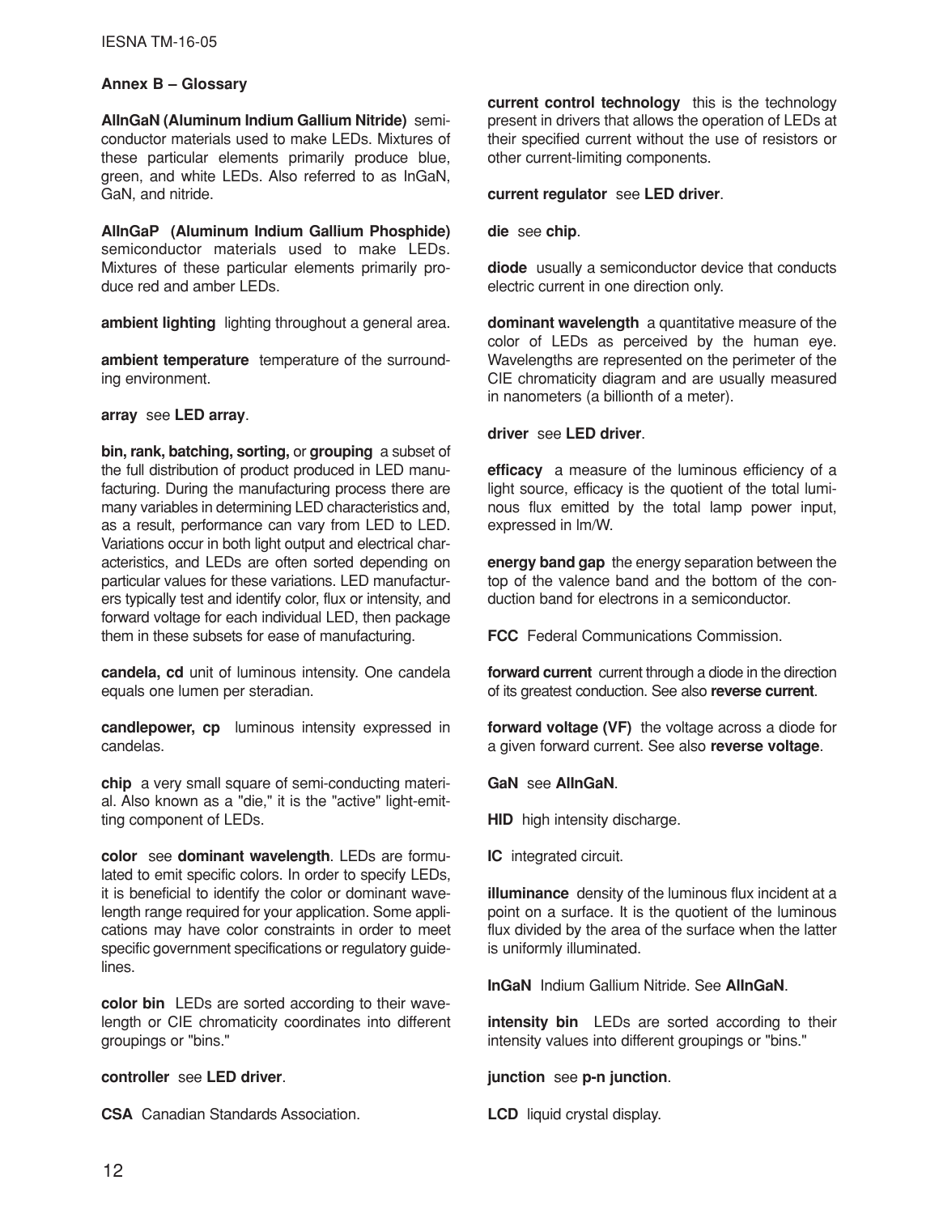## Annex B – Glossary

**AlInGaN (Aluminum Indium Gallium Nitride)** semiconductor materials used to make LEDs. Mixtures of these particular elements primarily produce blue, green, and white LEDs. Also referred to as InGaN, GaN, and nitride.

**AlInGaP (Aluminum Indium Gallium Phosphide)** semiconductor materials used to make LEDs. Mixtures of these particular elements primarily produce red and amber LEDs.

**ambient lighting** lighting throughout a general area.

**ambient temperature** temperature of the surrounding environment.

**array** see **LED array**.

**bin, rank, batching, sorting,** or **grouping** a subset of the full distribution of product produced in LED manufacturing. During the manufacturing process there are many variables in determining LED characteristics and, as a result, performance can vary from LED to LED. Variations occur in both light output and electrical characteristics, and LEDs are often sorted depending on particular values for these variations. LED manufacturers typically test and identify color, flux or intensity, and forward voltage for each individual LED, then package them in these subsets for ease of manufacturing.

**candela, cd** unit of luminous intensity. One candela equals one lumen per steradian.

**candlepower, cp** luminous intensity expressed in candelas.

**chip** a very small square of semi-conducting material. Also known as a "die," it is the "active" light-emitting component of LEDs.

**color** see **dominant wavelength**. LEDs are formulated to emit specific colors. In order to specify LEDs, it is beneficial to identify the color or dominant wavelength range required for your application. Some applications may have color constraints in order to meet specific government specifications or regulatory guidelines.

**color bin** LEDs are sorted according to their wavelength or CIE chromaticity coordinates into different groupings or "bins."

**controller** see **LED driver**.

**CSA** Canadian Standards Association.

**current control technology** this is the technology present in drivers that allows the operation of LEDs at their specified current without the use of resistors or other current-limiting components.

**current regulator** see **LED driver**.

**die** see **chip**.

**diode** usually a semiconductor device that conducts electric current in one direction only.

**dominant wavelength** a quantitative measure of the color of LEDs as perceived by the human eye. Wavelengths are represented on the perimeter of the CIE chromaticity diagram and are usually measured in nanometers (a billionth of a meter).

**driver** see **LED driver**.

**efficacy** a measure of the luminous efficiency of a light source, efficacy is the quotient of the total luminous flux emitted by the total lamp power input, expressed in lm/W.

**energy band gap** the energy separation between the top of the valence band and the bottom of the conduction band for electrons in a semiconductor.

**FCC** Federal Communications Commission.

**forward current** current through a diode in the direction of its greatest conduction. See also **reverse current**.

**forward voltage (VF)** the voltage across a diode for a given forward current. See also **reverse voltage**.

**GaN** see **AlInGaN**.

**HID** high intensity discharge.

**IC** integrated circuit.

**illuminance** density of the luminous flux incident at a point on a surface. It is the quotient of the luminous flux divided by the area of the surface when the latter is uniformly illuminated.

**InGaN** Indium Gallium Nitride. See **AlInGaN**.

**intensity bin** LEDs are sorted according to their intensity values into different groupings or "bins."

**junction** see **p-n junction**.

**LCD** liquid crystal display.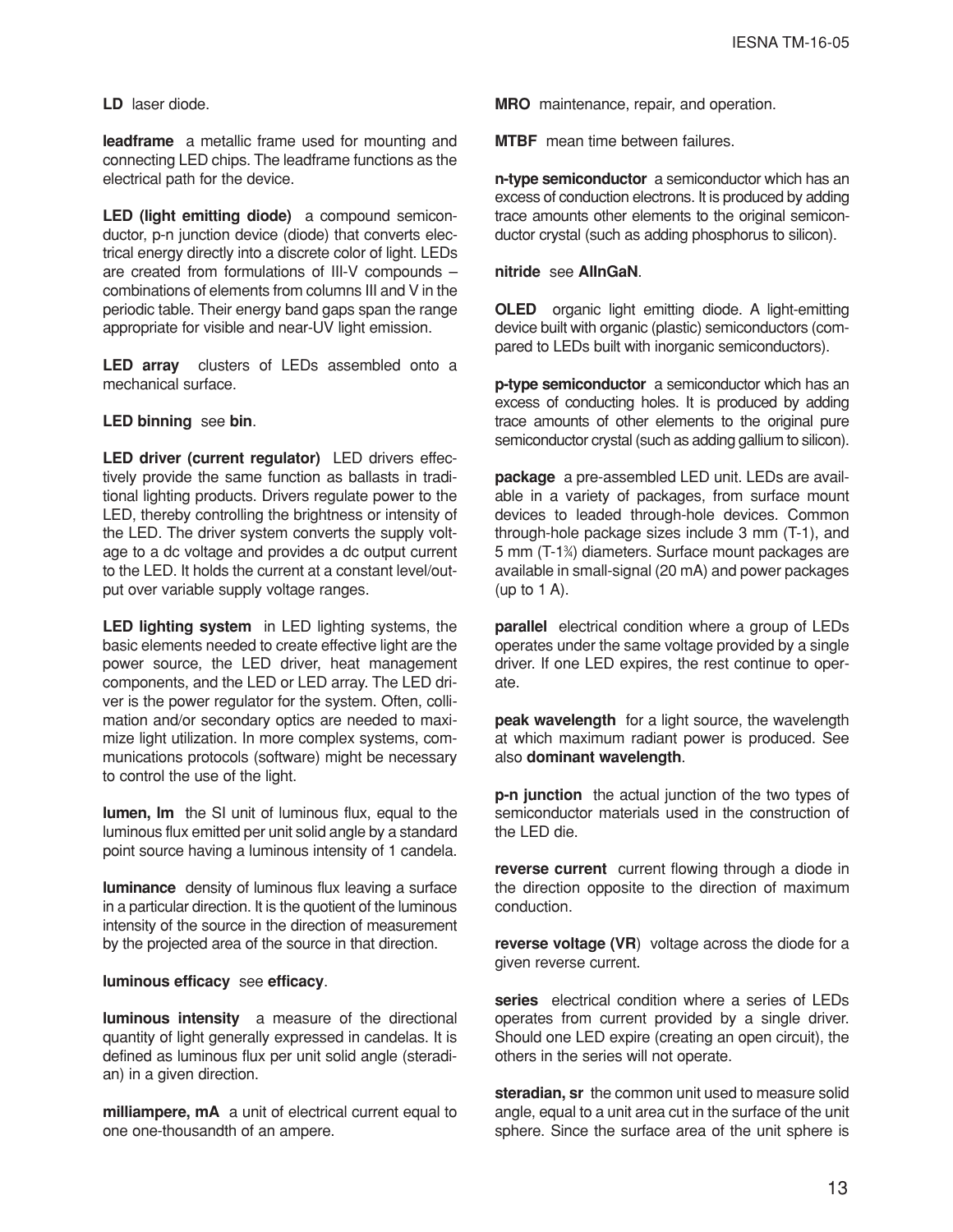**LD** laser diode.

**leadframe** a metallic frame used for mounting and connecting LED chips. The leadframe functions as the electrical path for the device.

**LED (light emitting diode)** a compound semiconductor, p-n junction device (diode) that converts electrical energy directly into a discrete color of light. LEDs are created from formulations of III-V compounds – combinations of elements from columns III and V in the periodic table. Their energy band gaps span the range appropriate for visible and near-UV light emission.

**LED array** clusters of LEDs assembled onto a mechanical surface.

**LED binning** see **bin**.

**LED driver (current regulator)** LED drivers effectively provide the same function as ballasts in traditional lighting products. Drivers regulate power to the LED, thereby controlling the brightness or intensity of the LED. The driver system converts the supply voltage to a dc voltage and provides a dc output current to the LED. It holds the current at a constant level/output over variable supply voltage ranges.

**LED lighting system** in LED lighting systems, the basic elements needed to create effective light are the power source, the LED driver, heat management components, and the LED or LED array. The LED driver is the power regulator for the system. Often, collimation and/or secondary optics are needed to maximize light utilization. In more complex systems, communications protocols (software) might be necessary to control the use of the light.

**lumen, lm** the SI unit of luminous flux, equal to the luminous flux emitted per unit solid angle by a standard point source having a luminous intensity of 1 candela.

**luminance** density of luminous flux leaving a surface in a particular direction. It is the quotient of the luminous intensity of the source in the direction of measurement by the projected area of the source in that direction.

**luminous efficacy** see **efficacy**.

**luminous intensity** a measure of the directional quantity of light generally expressed in candelas. It is defined as luminous flux per unit solid angle (steradian) in a given direction.

**milliampere, mA** a unit of electrical current equal to one one-thousandth of an ampere.

**MRO** maintenance, repair, and operation.

**MTBF** mean time between failures.

**n-type semiconductor** a semiconductor which has an excess of conduction electrons. It is produced by adding trace amounts other elements to the original semiconductor crystal (such as adding phosphorus to silicon).

**nitride** see **AlInGaN**.

**OLED** organic light emitting diode. A light-emitting device built with organic (plastic) semiconductors (compared to LEDs built with inorganic semiconductors).

**p-type semiconductor** a semiconductor which has an excess of conducting holes. It is produced by adding trace amounts of other elements to the original pure semiconductor crystal (such as adding gallium to silicon).

**package** a pre-assembled LED unit. LEDs are available in a variety of packages, from surface mount devices to leaded through-hole devices. Common through-hole package sizes include 3 mm (T-1), and 5 mm (T-1¾) diameters. Surface mount packages are available in small-signal (20 mA) and power packages (up to 1 A).

**parallel** electrical condition where a group of LEDs operates under the same voltage provided by a single driver. If one LED expires, the rest continue to operate.

**peak wavelength** for a light source, the wavelength at which maximum radiant power is produced. See also **dominant wavelength**.

**p-n junction** the actual junction of the two types of semiconductor materials used in the construction of the LED die.

**reverse current** current flowing through a diode in the direction opposite to the direction of maximum conduction.

**reverse voltage (VR**) voltage across the diode for a given reverse current.

**series** electrical condition where a series of LEDs operates from current provided by a single driver. Should one LED expire (creating an open circuit), the others in the series will not operate.

**steradian, sr** the common unit used to measure solid angle, equal to a unit area cut in the surface of the unit sphere. Since the surface area of the unit sphere is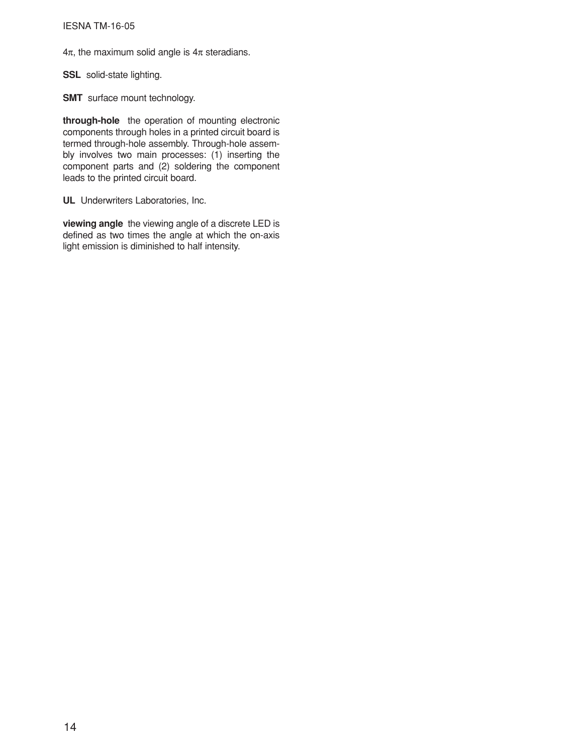$4\pi$, the maximum solid angle is $4\pi$ steradians.

**SSL** solid-state lighting.

**SMT** surface mount technology.

**through-hole** the operation of mounting electronic components through holes in a printed circuit board is termed through-hole assembly. Through-hole assembly involves two main processes: (1) inserting the component parts and (2) soldering the component leads to the printed circuit board.

**UL** Underwriters Laboratories, Inc.

**viewing angle** the viewing angle of a discrete LED is defined as two times the angle at which the on-axis light emission is diminished to half intensity.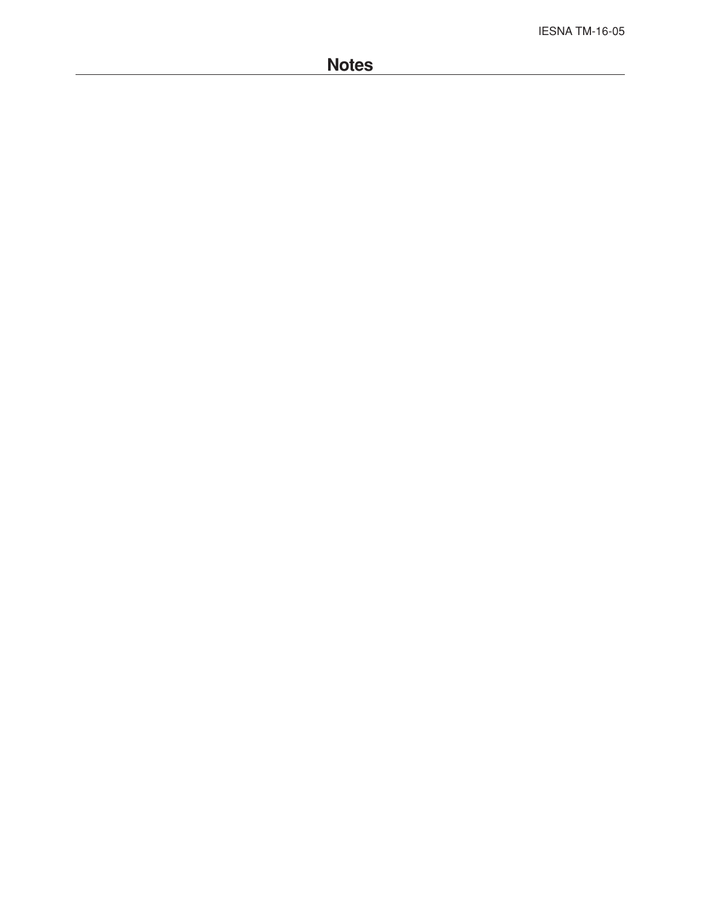## Notes